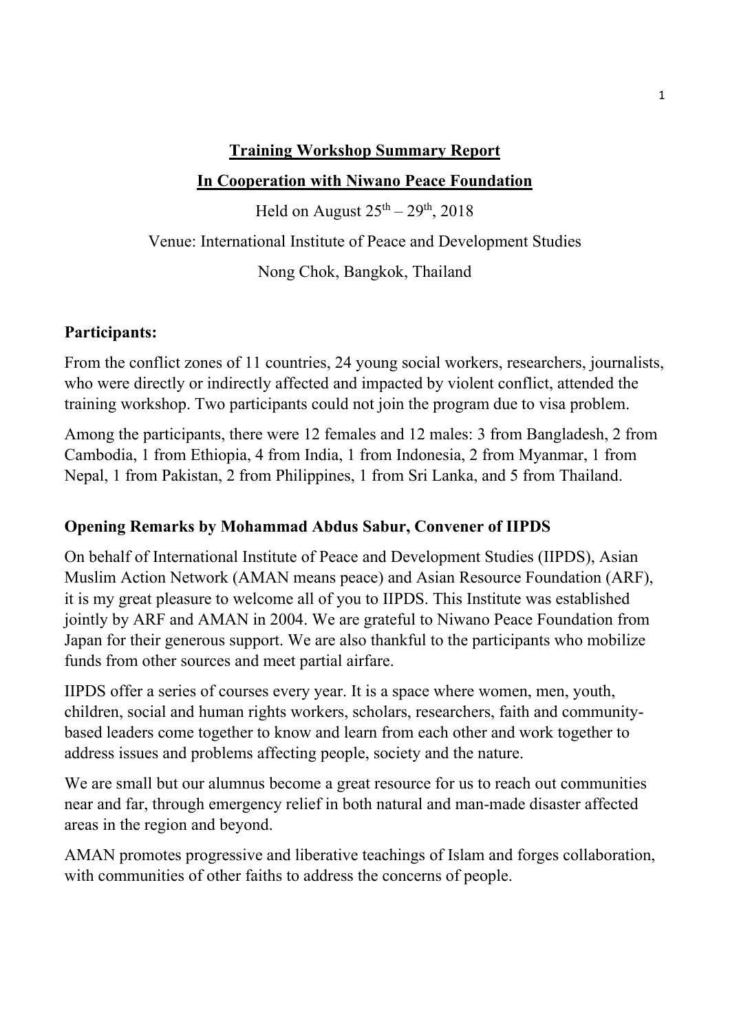**Training Workshop Summary Report**

**In Cooperation with Niwano Peace Foundation**

Held on August 25th – 29th, 2018

Venue: International Institute of Peace and Development Studies

Nong Chok, Bangkok, Thailand

**Participants:**

From the conflict zones of 11 countries, 24 young social workers, researchers, journalists, who were directly or indirectly affected and impacted by violent conflict, attended the training workshop. Two participants could not join the program due to visa problem.

Among the participants, there were 12 females and 12 males: 3 from Bangladesh, 2 from Cambodia, 1 from Ethiopia, 4 from India, 1 from Indonesia, 2 from Myanmar, 1 from Nepal, 1 from Pakistan, 2 from Philippines, 1 from Sri Lanka, and 5 from Thailand.

**Opening Remarks by Mohammad Abdus Sabur, Convener of IIPDS**

On behalf of International Institute of Peace and Development Studies (IIPDS), Asian Muslim Action Network (AMAN means peace) and Asian Resource Foundation (ARF), it is my great pleasure to welcome all of you to IIPDS. This Institute was established jointly by ARF and AMAN in 2004. We are grateful to Niwano Peace Foundation from Japan for their generous support. We are also thankful to the participants who mobilize funds from other sources and meet partial airfare.

IIPDS offer a series of courses every year. It is a space where women, men, youth, children, social and human rights workers, scholars, researchers, faith and community-based leaders come together to know and learn from each other and work together to address issues and problems affecting people, society and the nature.

We are small but our alumnus become a great resource for us to reach out communities near and far, through emergency relief in both natural and man-made disaster affected areas in the region and beyond.

AMAN promotes progressive and liberative teachings of Islam and forges collaboration, with communities of other faiths to address the concerns of people.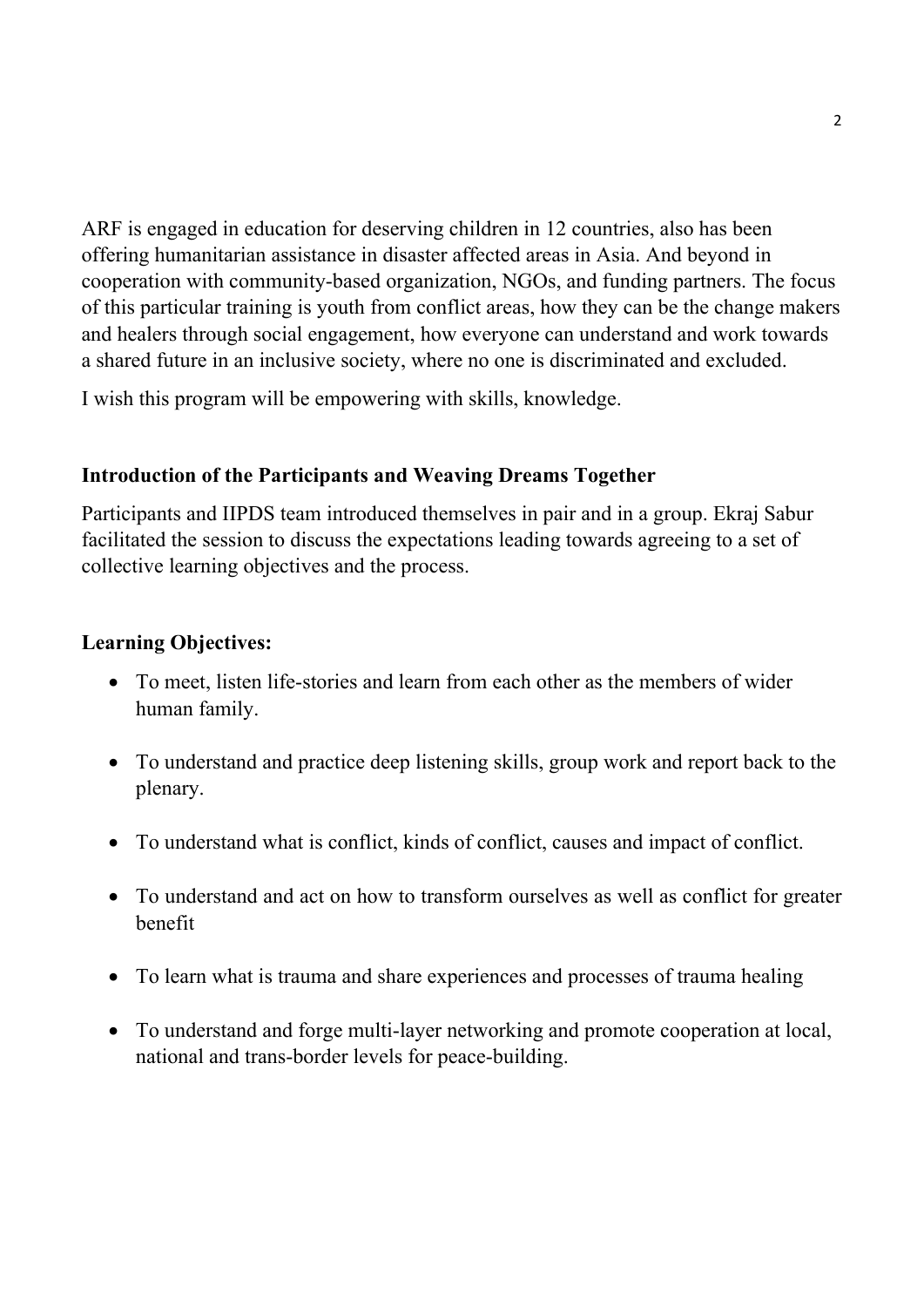ARF is engaged in education for deserving children in 12 countries, also has been offering humanitarian assistance in disaster affected areas in Asia. And beyond in cooperation with community-based organization, NGOs, and funding partners. The focus of this particular training is youth from conflict areas, how they can be the change makers and healers through social engagement, how everyone can understand and work towards a shared future in an inclusive society, where no one is discriminated and excluded.

I wish this program will be empowering with skills, knowledge.

**Introduction of the Participants and Weaving Dreams Together**

Participants and IIPDS team introduced themselves in pair and in a group. Ekraj Sabur facilitated the session to discuss the expectations leading towards agreeing to a set of collective learning objectives and the process.

**Learning Objectives:**

- To meet, listen life-stories and learn from each other as the members of wider human family.
- To understand and practice deep listening skills, group work and report back to the plenary.
- To understand what is conflict, kinds of conflict, causes and impact of conflict.
- To understand and act on how to transform ourselves as well as conflict for greater benefit
- To learn what is trauma and share experiences and processes of trauma healing
- To understand and forge multi-layer networking and promote cooperation at local, national and trans-border levels for peace-building.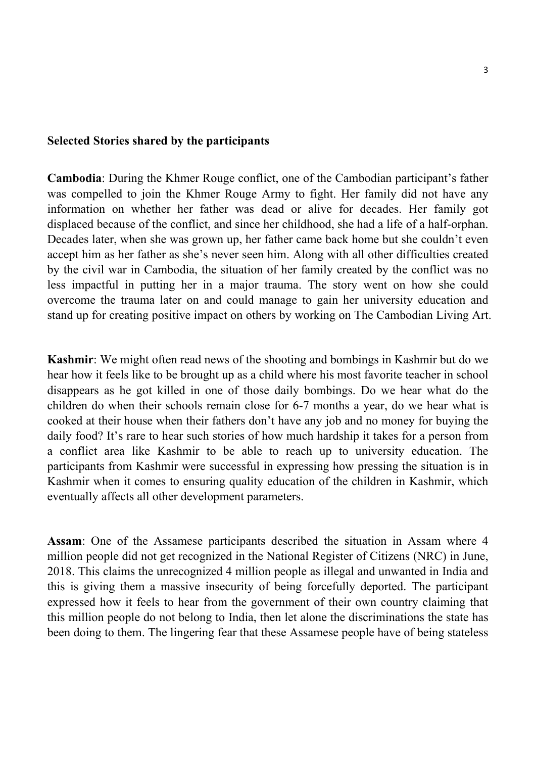**Selected Stories shared by the participants**

**Cambodia**: During the Khmer Rouge conflict, one of the Cambodian participant's father was compelled to join the Khmer Rouge Army to fight. Her family did not have any information on whether her father was dead or alive for decades. Her family got displaced because of the conflict, and since her childhood, she had a life of a half-orphan. Decades later, when she was grown up, her father came back home but she couldn't even accept him as her father as she's never seen him. Along with all other difficulties created by the civil war in Cambodia, the situation of her family created by the conflict was no less impactful in putting her in a major trauma. The story went on how she could overcome the trauma later on and could manage to gain her university education and stand up for creating positive impact on others by working on The Cambodian Living Art.

**Kashmir**: We might often read news of the shooting and bombings in Kashmir but do we hear how it feels like to be brought up as a child where his most favorite teacher in school disappears as he got killed in one of those daily bombings. Do we hear what do the children do when their schools remain close for 6-7 months a year, do we hear what is cooked at their house when their fathers don't have any job and no money for buying the daily food? It's rare to hear such stories of how much hardship it takes for a person from a conflict area like Kashmir to be able to reach up to university education. The participants from Kashmir were successful in expressing how pressing the situation is in Kashmir when it comes to ensuring quality education of the children in Kashmir, which eventually affects all other development parameters.

**Assam**: One of the Assamese participants described the situation in Assam where 4 million people did not get recognized in the National Register of Citizens (NRC) in June, 2018. This claims the unrecognized 4 million people as illegal and unwanted in India and this is giving them a massive insecurity of being forcefully deported. The participant expressed how it feels to hear from the government of their own country claiming that this million people do not belong to India, then let alone the discriminations the state has been doing to them. The lingering fear that these Assamese people have of being stateless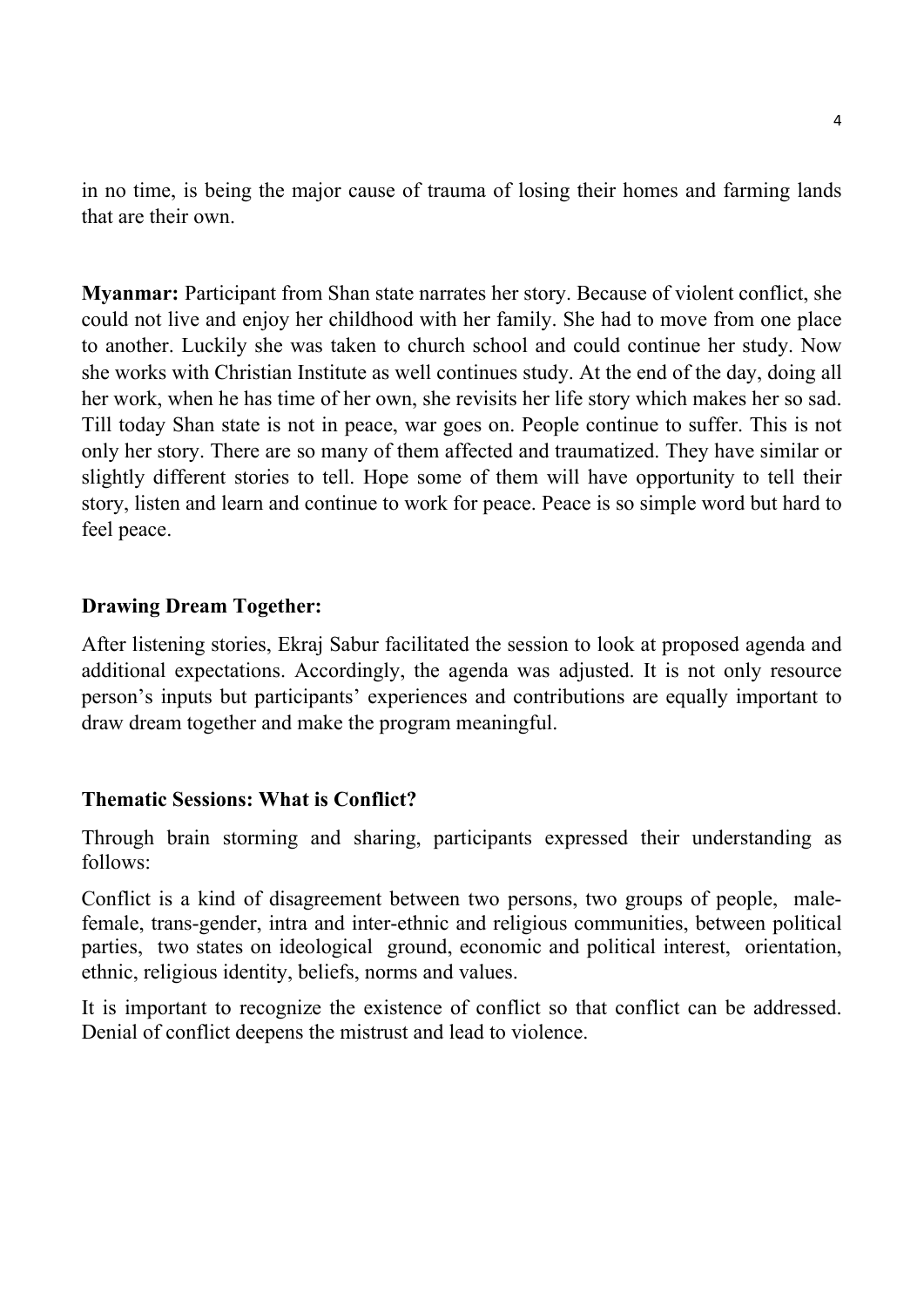in no time, is being the major cause of trauma of losing their homes and farming lands that are their own.

**Myanmar:** Participant from Shan state narrates her story. Because of violent conflict, she could not live and enjoy her childhood with her family. She had to move from one place to another. Luckily she was taken to church school and could continue her study. Now she works with Christian Institute as well continues study. At the end of the day, doing all her work, when he has time of her own, she revisits her life story which makes her so sad. Till today Shan state is not in peace, war goes on. People continue to suffer. This is not only her story. There are so many of them affected and traumatized. They have similar or slightly different stories to tell. Hope some of them will have opportunity to tell their story, listen and learn and continue to work for peace. Peace is so simple word but hard to feel peace.

### Drawing Dream Together:

After listening stories, Ekraj Sabur facilitated the session to look at proposed agenda and additional expectations. Accordingly, the agenda was adjusted. It is not only resource person's inputs but participants' experiences and contributions are equally important to draw dream together and make the program meaningful.

### Thematic Sessions: What is Conflict?

Through brain storming and sharing, participants expressed their understanding as follows:

Conflict is a kind of disagreement between two persons, two groups of people, male-female, trans-gender, intra and inter-ethnic and religious communities, between political parties, two states on ideological ground, economic and political interest, orientation, ethnic, religious identity, beliefs, norms and values.

It is important to recognize the existence of conflict so that conflict can be addressed. Denial of conflict deepens the mistrust and lead to violence.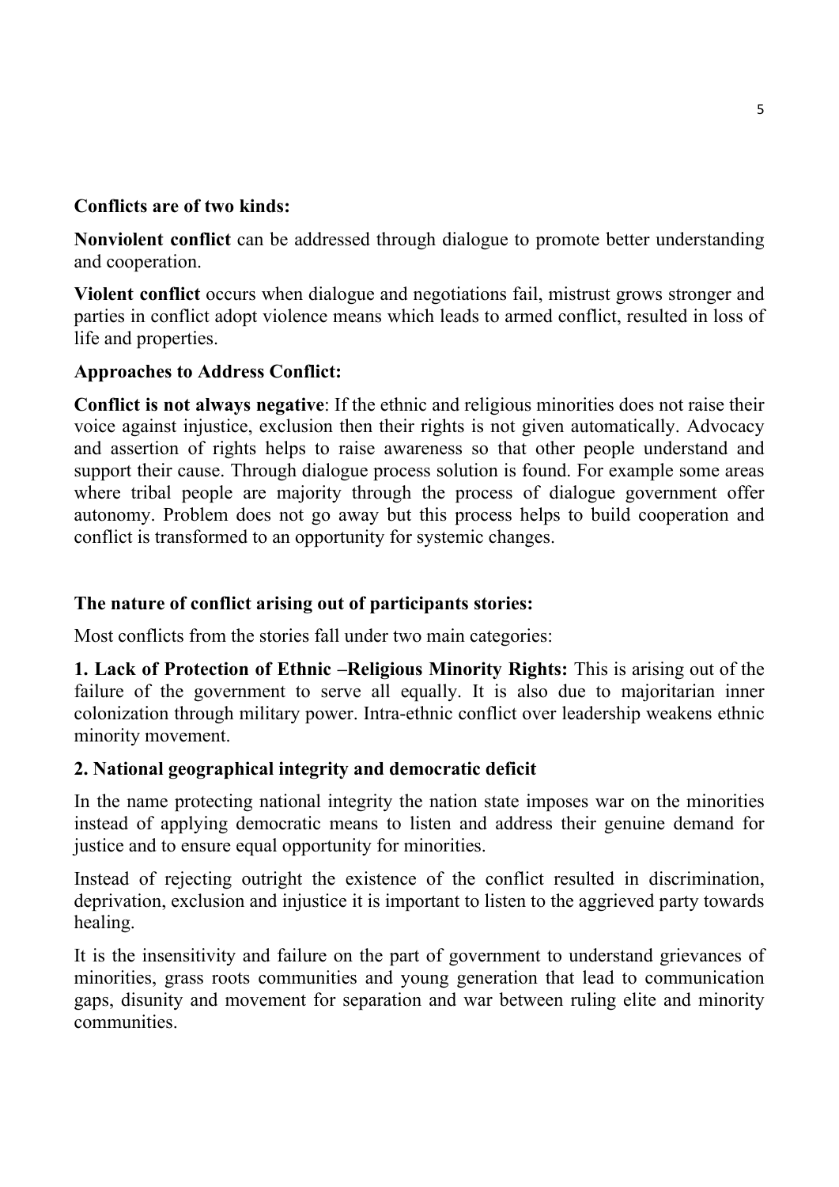**Conflicts are of two kinds:**

**Nonviolent conflict** can be addressed through dialogue to promote better understanding and cooperation.

**Violent conflict** occurs when dialogue and negotiations fail, mistrust grows stronger and parties in conflict adopt violence means which leads to armed conflict, resulted in loss of life and properties.

**Approaches to Address Conflict:**

**Conflict is not always negative**: If the ethnic and religious minorities does not raise their voice against injustice, exclusion then their rights is not given automatically. Advocacy and assertion of rights helps to raise awareness so that other people understand and support their cause. Through dialogue process solution is found. For example some areas where tribal people are majority through the process of dialogue government offer autonomy. Problem does not go away but this process helps to build cooperation and conflict is transformed to an opportunity for systemic changes.

**The nature of conflict arising out of participants stories:**

Most conflicts from the stories fall under two main categories:

**1. Lack of Protection of Ethnic –Religious Minority Rights:** This is arising out of the failure of the government to serve all equally. It is also due to majoritarian inner colonization through military power. Intra-ethnic conflict over leadership weakens ethnic minority movement.

**2. National geographical integrity and democratic deficit**

In the name protecting national integrity the nation state imposes war on the minorities instead of applying democratic means to listen and address their genuine demand for justice and to ensure equal opportunity for minorities.

Instead of rejecting outright the existence of the conflict resulted in discrimination, deprivation, exclusion and injustice it is important to listen to the aggrieved party towards healing.

It is the insensitivity and failure on the part of government to understand grievances of minorities, grass roots communities and young generation that lead to communication gaps, disunity and movement for separation and war between ruling elite and minority communities.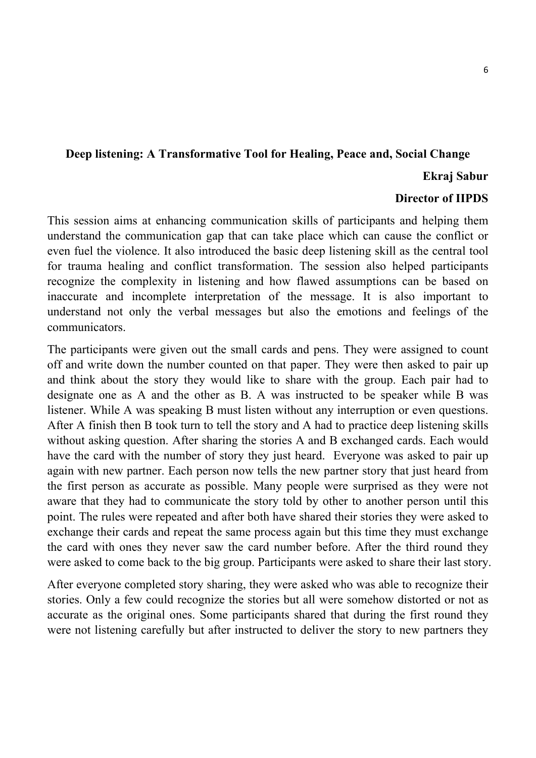## Deep listening: A Transformative Tool for Healing, Peace and, Social Change

**Ekraj Sabur**

**Director of IIPDS**

This session aims at enhancing communication skills of participants and helping them understand the communication gap that can take place which can cause the conflict or even fuel the violence. It also introduced the basic deep listening skill as the central tool for trauma healing and conflict transformation. The session also helped participants recognize the complexity in listening and how flawed assumptions can be based on inaccurate and incomplete interpretation of the message. It is also important to understand not only the verbal messages but also the emotions and feelings of the communicators.

The participants were given out the small cards and pens. They were assigned to count off and write down the number counted on that paper. They were then asked to pair up and think about the story they would like to share with the group. Each pair had to designate one as A and the other as B. A was instructed to be speaker while B was listener. While A was speaking B must listen without any interruption or even questions. After A finish then B took turn to tell the story and A had to practice deep listening skills without asking question. After sharing the stories A and B exchanged cards. Each would have the card with the number of story they just heard. Everyone was asked to pair up again with new partner. Each person now tells the new partner story that just heard from the first person as accurate as possible. Many people were surprised as they were not aware that they had to communicate the story told by other to another person until this point. The rules were repeated and after both have shared their stories they were asked to exchange their cards and repeat the same process again but this time they must exchange the card with ones they never saw the card number before. After the third round they were asked to come back to the big group. Participants were asked to share their last story.

After everyone completed story sharing, they were asked who was able to recognize their stories. Only a few could recognize the stories but all were somehow distorted or not as accurate as the original ones. Some participants shared that during the first round they were not listening carefully but after instructed to deliver the story to new partners they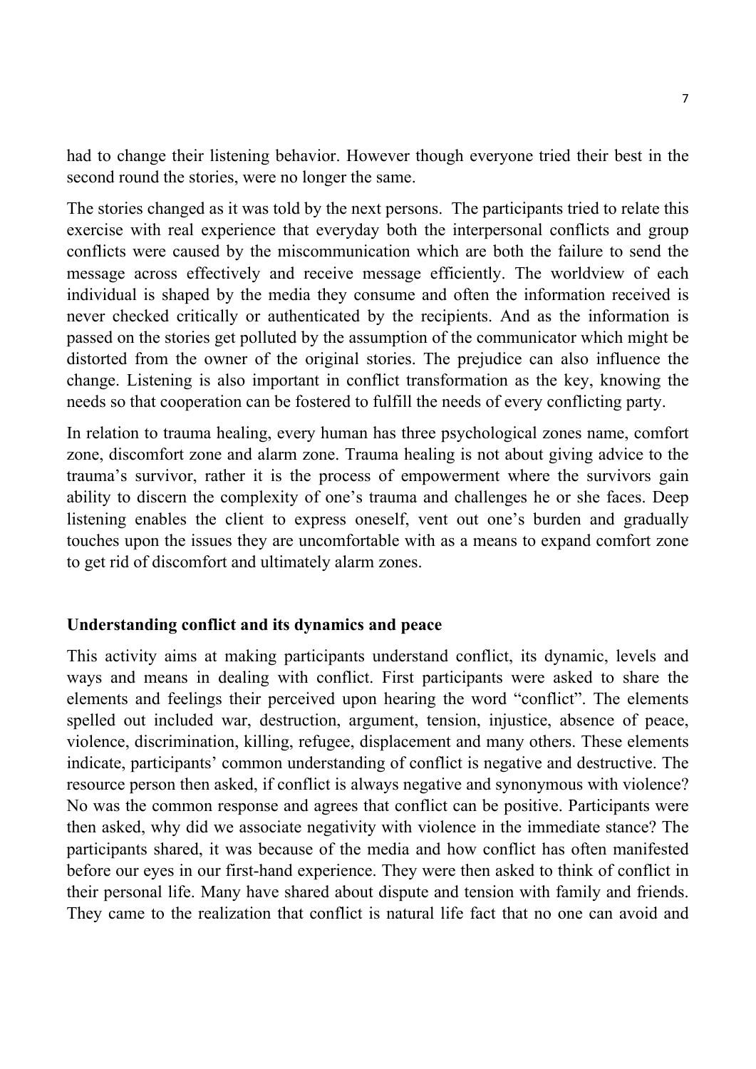had to change their listening behavior. However though everyone tried their best in the second round the stories, were no longer the same.

The stories changed as it was told by the next persons. The participants tried to relate this exercise with real experience that everyday both the interpersonal conflicts and group conflicts were caused by the miscommunication which are both the failure to send the message across effectively and receive message efficiently. The worldview of each individual is shaped by the media they consume and often the information received is never checked critically or authenticated by the recipients. And as the information is passed on the stories get polluted by the assumption of the communicator which might be distorted from the owner of the original stories. The prejudice can also influence the change. Listening is also important in conflict transformation as the key, knowing the needs so that cooperation can be fostered to fulfill the needs of every conflicting party.

In relation to trauma healing, every human has three psychological zones name, comfort zone, discomfort zone and alarm zone. Trauma healing is not about giving advice to the trauma's survivor, rather it is the process of empowerment where the survivors gain ability to discern the complexity of one's trauma and challenges he or she faces. Deep listening enables the client to express oneself, vent out one's burden and gradually touches upon the issues they are uncomfortable with as a means to expand comfort zone to get rid of discomfort and ultimately alarm zones.

**Understanding conflict and its dynamics and peace**

This activity aims at making participants understand conflict, its dynamic, levels and ways and means in dealing with conflict. First participants were asked to share the elements and feelings their perceived upon hearing the word "conflict". The elements spelled out included war, destruction, argument, tension, injustice, absence of peace, violence, discrimination, killing, refugee, displacement and many others. These elements indicate, participants' common understanding of conflict is negative and destructive. The resource person then asked, if conflict is always negative and synonymous with violence? No was the common response and agrees that conflict can be positive. Participants were then asked, why did we associate negativity with violence in the immediate stance? The participants shared, it was because of the media and how conflict has often manifested before our eyes in our first-hand experience. They were then asked to think of conflict in their personal life. Many have shared about dispute and tension with family and friends. They came to the realization that conflict is natural life fact that no one can avoid and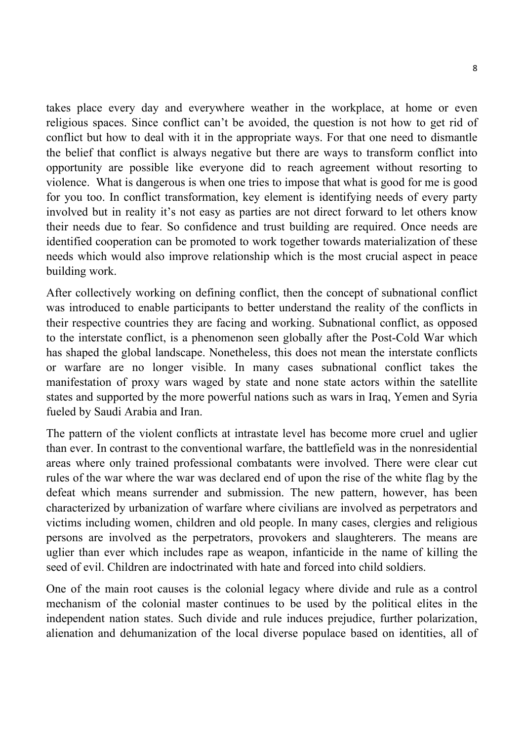takes place every day and everywhere weather in the workplace, at home or even religious spaces. Since conflict can't be avoided, the question is not how to get rid of conflict but how to deal with it in the appropriate ways. For that one need to dismantle the belief that conflict is always negative but there are ways to transform conflict into opportunity are possible like everyone did to reach agreement without resorting to violence. What is dangerous is when one tries to impose that what is good for me is good for you too. In conflict transformation, key element is identifying needs of every party involved but in reality it's not easy as parties are not direct forward to let others know their needs due to fear. So confidence and trust building are required. Once needs are identified cooperation can be promoted to work together towards materialization of these needs which would also improve relationship which is the most crucial aspect in peace building work.

After collectively working on defining conflict, then the concept of subnational conflict was introduced to enable participants to better understand the reality of the conflicts in their respective countries they are facing and working. Subnational conflict, as opposed to the interstate conflict, is a phenomenon seen globally after the Post-Cold War which has shaped the global landscape. Nonetheless, this does not mean the interstate conflicts or warfare are no longer visible. In many cases subnational conflict takes the manifestation of proxy wars waged by state and none state actors within the satellite states and supported by the more powerful nations such as wars in Iraq, Yemen and Syria fueled by Saudi Arabia and Iran.

The pattern of the violent conflicts at intrastate level has become more cruel and uglier than ever. In contrast to the conventional warfare, the battlefield was in the nonresidential areas where only trained professional combatants were involved. There were clear cut rules of the war where the war was declared end of upon the rise of the white flag by the defeat which means surrender and submission. The new pattern, however, has been characterized by urbanization of warfare where civilians are involved as perpetrators and victims including women, children and old people. In many cases, clergies and religious persons are involved as the perpetrators, provokers and slaughterers. The means are uglier than ever which includes rape as weapon, infanticide in the name of killing the seed of evil. Children are indoctrinated with hate and forced into child soldiers.

One of the main root causes is the colonial legacy where divide and rule as a control mechanism of the colonial master continues to be used by the political elites in the independent nation states. Such divide and rule induces prejudice, further polarization, alienation and dehumanization of the local diverse populace based on identities, all of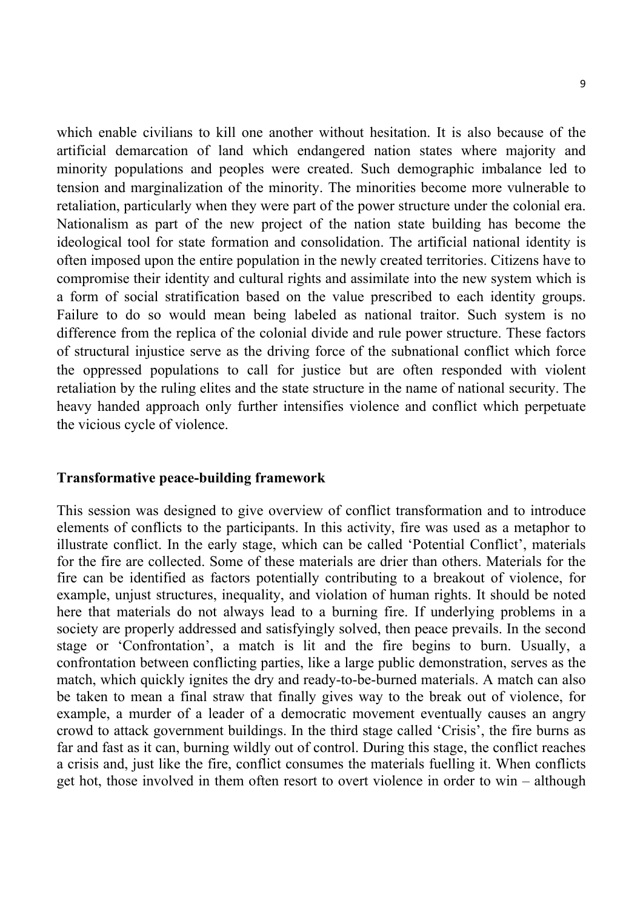which enable civilians to kill one another without hesitation. It is also because of the artificial demarcation of land which endangered nation states where majority and minority populations and peoples were created. Such demographic imbalance led to tension and marginalization of the minority. The minorities become more vulnerable to retaliation, particularly when they were part of the power structure under the colonial era. Nationalism as part of the new project of the nation state building has become the ideological tool for state formation and consolidation. The artificial national identity is often imposed upon the entire population in the newly created territories. Citizens have to compromise their identity and cultural rights and assimilate into the new system which is a form of social stratification based on the value prescribed to each identity groups. Failure to do so would mean being labeled as national traitor. Such system is no difference from the replica of the colonial divide and rule power structure. These factors of structural injustice serve as the driving force of the subnational conflict which force the oppressed populations to call for justice but are often responded with violent retaliation by the ruling elites and the state structure in the name of national security. The heavy handed approach only further intensifies violence and conflict which perpetuate the vicious cycle of violence.

**Transformative peace-building framework**

This session was designed to give overview of conflict transformation and to introduce elements of conflicts to the participants. In this activity, fire was used as a metaphor to illustrate conflict. In the early stage, which can be called 'Potential Conflict', materials for the fire are collected. Some of these materials are drier than others. Materials for the fire can be identified as factors potentially contributing to a breakout of violence, for example, unjust structures, inequality, and violation of human rights. It should be noted here that materials do not always lead to a burning fire. If underlying problems in a society are properly addressed and satisfyingly solved, then peace prevails. In the second stage or 'Confrontation', a match is lit and the fire begins to burn. Usually, a confrontation between conflicting parties, like a large public demonstration, serves as the match, which quickly ignites the dry and ready-to-be-burned materials. A match can also be taken to mean a final straw that finally gives way to the break out of violence, for example, a murder of a leader of a democratic movement eventually causes an angry crowd to attack government buildings. In the third stage called 'Crisis', the fire burns as far and fast as it can, burning wildly out of control. During this stage, the conflict reaches a crisis and, just like the fire, conflict consumes the materials fuelling it. When conflicts get hot, those involved in them often resort to overt violence in order to win – although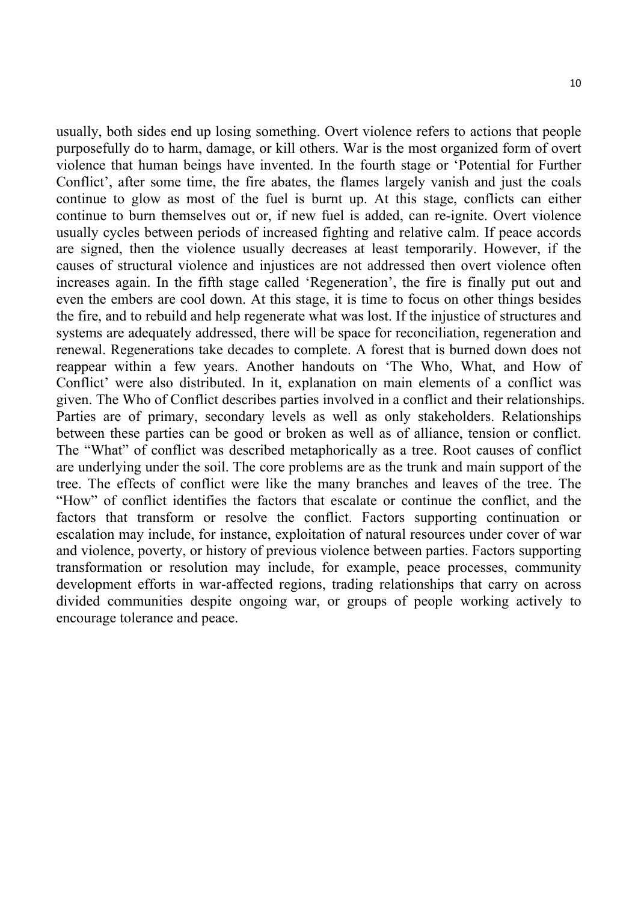usually, both sides end up losing something. Overt violence refers to actions that people purposefully do to harm, damage, or kill others. War is the most organized form of overt violence that human beings have invented. In the fourth stage or 'Potential for Further Conflict', after some time, the fire abates, the flames largely vanish and just the coals continue to glow as most of the fuel is burnt up. At this stage, conflicts can either continue to burn themselves out or, if new fuel is added, can re-ignite. Overt violence usually cycles between periods of increased fighting and relative calm. If peace accords are signed, then the violence usually decreases at least temporarily. However, if the causes of structural violence and injustices are not addressed then overt violence often increases again. In the fifth stage called 'Regeneration', the fire is finally put out and even the embers are cool down. At this stage, it is time to focus on other things besides the fire, and to rebuild and help regenerate what was lost. If the injustice of structures and systems are adequately addressed, there will be space for reconciliation, regeneration and renewal. Regenerations take decades to complete. A forest that is burned down does not reappear within a few years. Another handouts on 'The Who, What, and How of Conflict' were also distributed. In it, explanation on main elements of a conflict was given. The Who of Conflict describes parties involved in a conflict and their relationships. Parties are of primary, secondary levels as well as only stakeholders. Relationships between these parties can be good or broken as well as of alliance, tension or conflict. The "What" of conflict was described metaphorically as a tree. Root causes of conflict are underlying under the soil. The core problems are as the trunk and main support of the tree. The effects of conflict were like the many branches and leaves of the tree. The "How" of conflict identifies the factors that escalate or continue the conflict, and the factors that transform or resolve the conflict. Factors supporting continuation or escalation may include, for instance, exploitation of natural resources under cover of war and violence, poverty, or history of previous violence between parties. Factors supporting transformation or resolution may include, for example, peace processes, community development efforts in war-affected regions, trading relationships that carry on across divided communities despite ongoing war, or groups of people working actively to encourage tolerance and peace.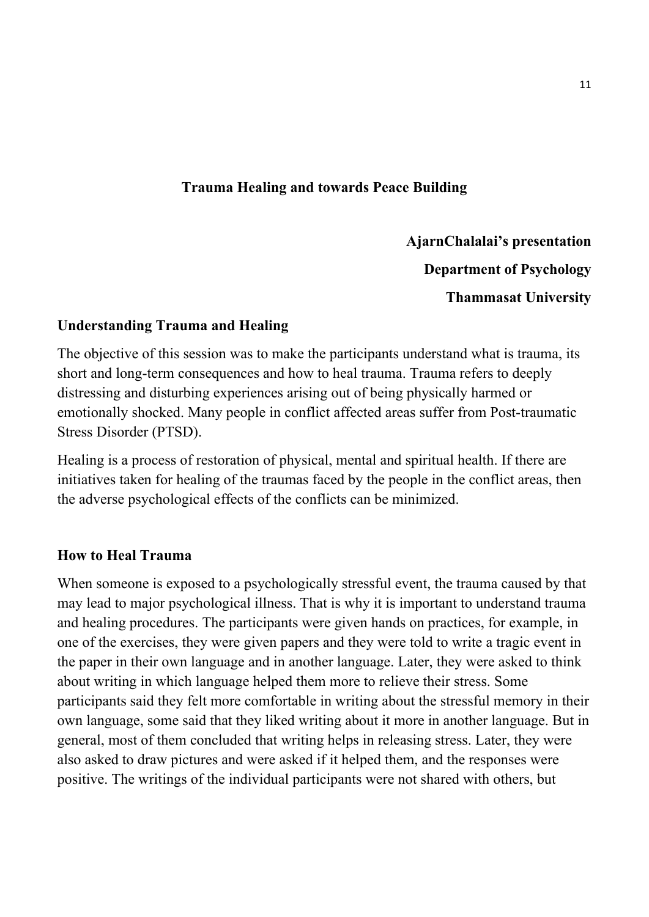## Trauma Healing and towards Peace Building

**AjarnChalalai's presentation**

**Department of Psychology**

**Thammasat University**

### Understanding Trauma and Healing

The objective of this session was to make the participants understand what is trauma, its short and long-term consequences and how to heal trauma. Trauma refers to deeply distressing and disturbing experiences arising out of being physically harmed or emotionally shocked. Many people in conflict affected areas suffer from Post-traumatic Stress Disorder (PTSD).

Healing is a process of restoration of physical, mental and spiritual health. If there are initiatives taken for healing of the traumas faced by the people in the conflict areas, then the adverse psychological effects of the conflicts can be minimized.

### How to Heal Trauma

When someone is exposed to a psychologically stressful event, the trauma caused by that may lead to major psychological illness. That is why it is important to understand trauma and healing procedures. The participants were given hands on practices, for example, in one of the exercises, they were given papers and they were told to write a tragic event in the paper in their own language and in another language. Later, they were asked to think about writing in which language helped them more to relieve their stress. Some participants said they felt more comfortable in writing about the stressful memory in their own language, some said that they liked writing about it more in another language. But in general, most of them concluded that writing helps in releasing stress. Later, they were also asked to draw pictures and were asked if it helped them, and the responses were positive. The writings of the individual participants were not shared with others, but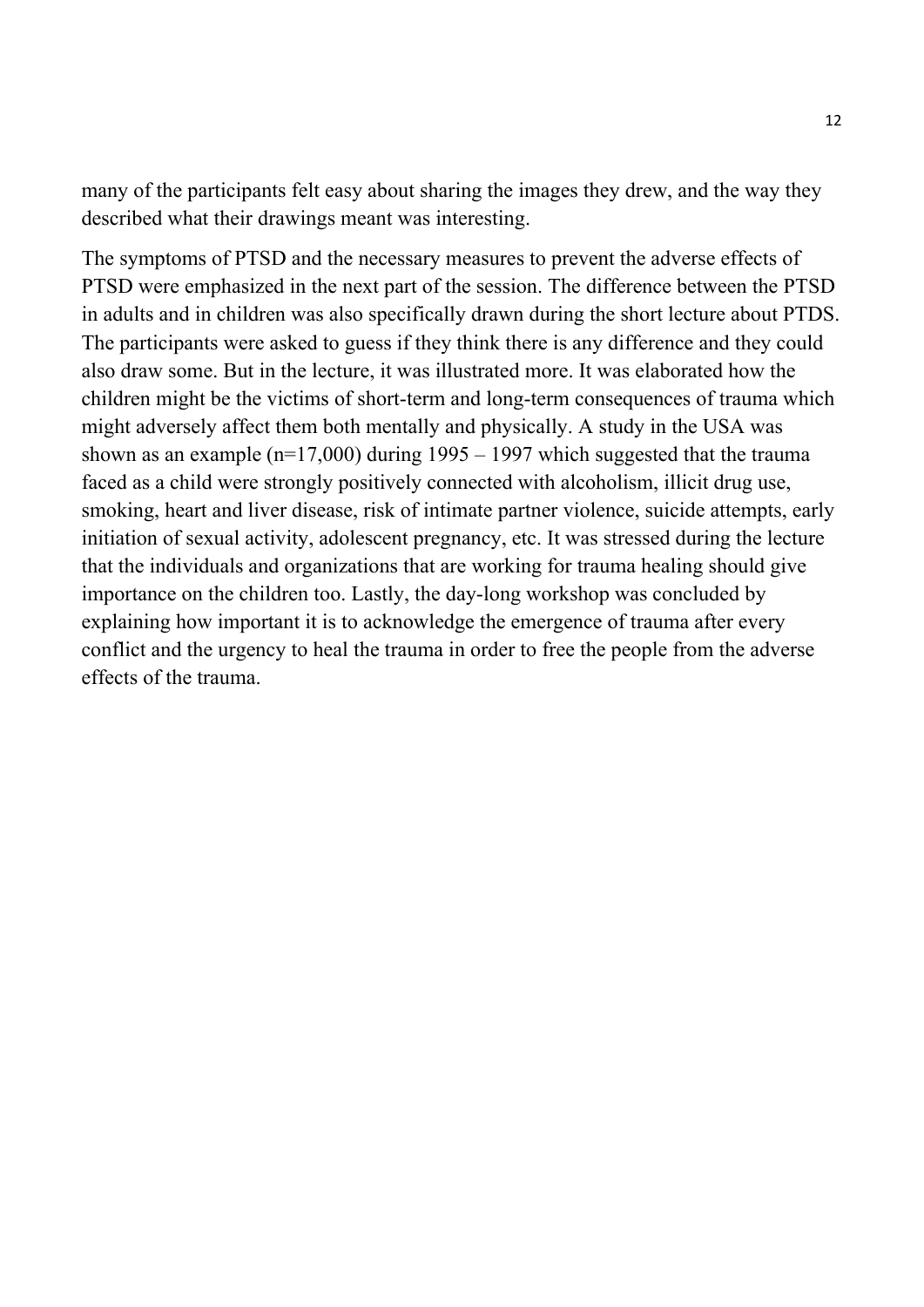many of the participants felt easy about sharing the images they drew, and the way they described what their drawings meant was interesting.

The symptoms of PTSD and the necessary measures to prevent the adverse effects of PTSD were emphasized in the next part of the session. The difference between the PTSD in adults and in children was also specifically drawn during the short lecture about PTDS. The participants were asked to guess if they think there is any difference and they could also draw some. But in the lecture, it was illustrated more. It was elaborated how the children might be the victims of short-term and long-term consequences of trauma which might adversely affect them both mentally and physically. A study in the USA was shown as an example (n=17,000) during 1995 – 1997 which suggested that the trauma faced as a child were strongly positively connected with alcoholism, illicit drug use, smoking, heart and liver disease, risk of intimate partner violence, suicide attempts, early initiation of sexual activity, adolescent pregnancy, etc. It was stressed during the lecture that the individuals and organizations that are working for trauma healing should give importance on the children too. Lastly, the day-long workshop was concluded by explaining how important it is to acknowledge the emergence of trauma after every conflict and the urgency to heal the trauma in order to free the people from the adverse effects of the trauma.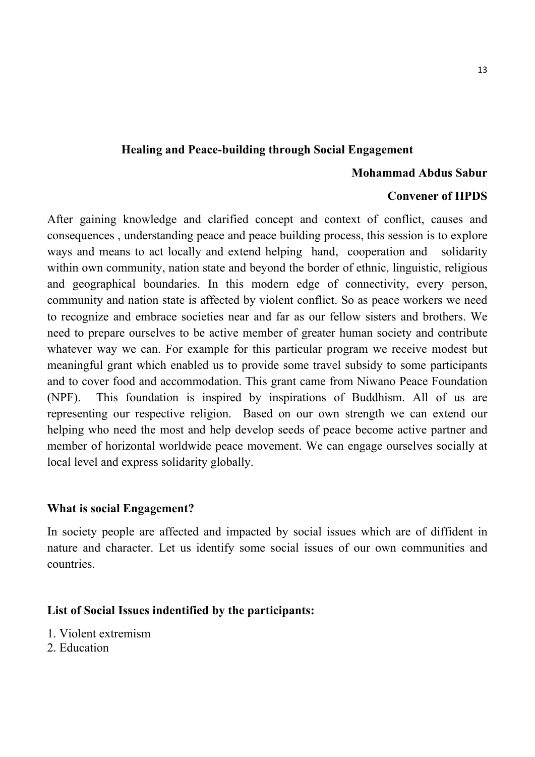## Healing and Peace-building through Social Engagement

**Mohammad Abdus Sabur**

**Convener of IIPDS**

After gaining knowledge and clarified concept and context of conflict, causes and consequences , understanding peace and peace building process, this session is to explore ways and means to act locally and extend helping hand, cooperation and solidarity within own community, nation state and beyond the border of ethnic, linguistic, religious and geographical boundaries. In this modern edge of connectivity, every person, community and nation state is affected by violent conflict. So as peace workers we need to recognize and embrace societies near and far as our fellow sisters and brothers. We need to prepare ourselves to be active member of greater human society and contribute whatever way we can. For example for this particular program we receive modest but meaningful grant which enabled us to provide some travel subsidy to some participants and to cover food and accommodation. This grant came from Niwano Peace Foundation (NPF). This foundation is inspired by inspirations of Buddhism. All of us are representing our respective religion. Based on our own strength we can extend our helping who need the most and help develop seeds of peace become active partner and member of horizontal worldwide peace movement. We can engage ourselves socially at local level and express solidarity globally.

### What is social Engagement?

In society people are affected and impacted by social issues which are of diffident in nature and character. Let us identify some social issues of our own communities and countries.

### List of Social Issues indentified by the participants:

1. Violent extremism
2. Education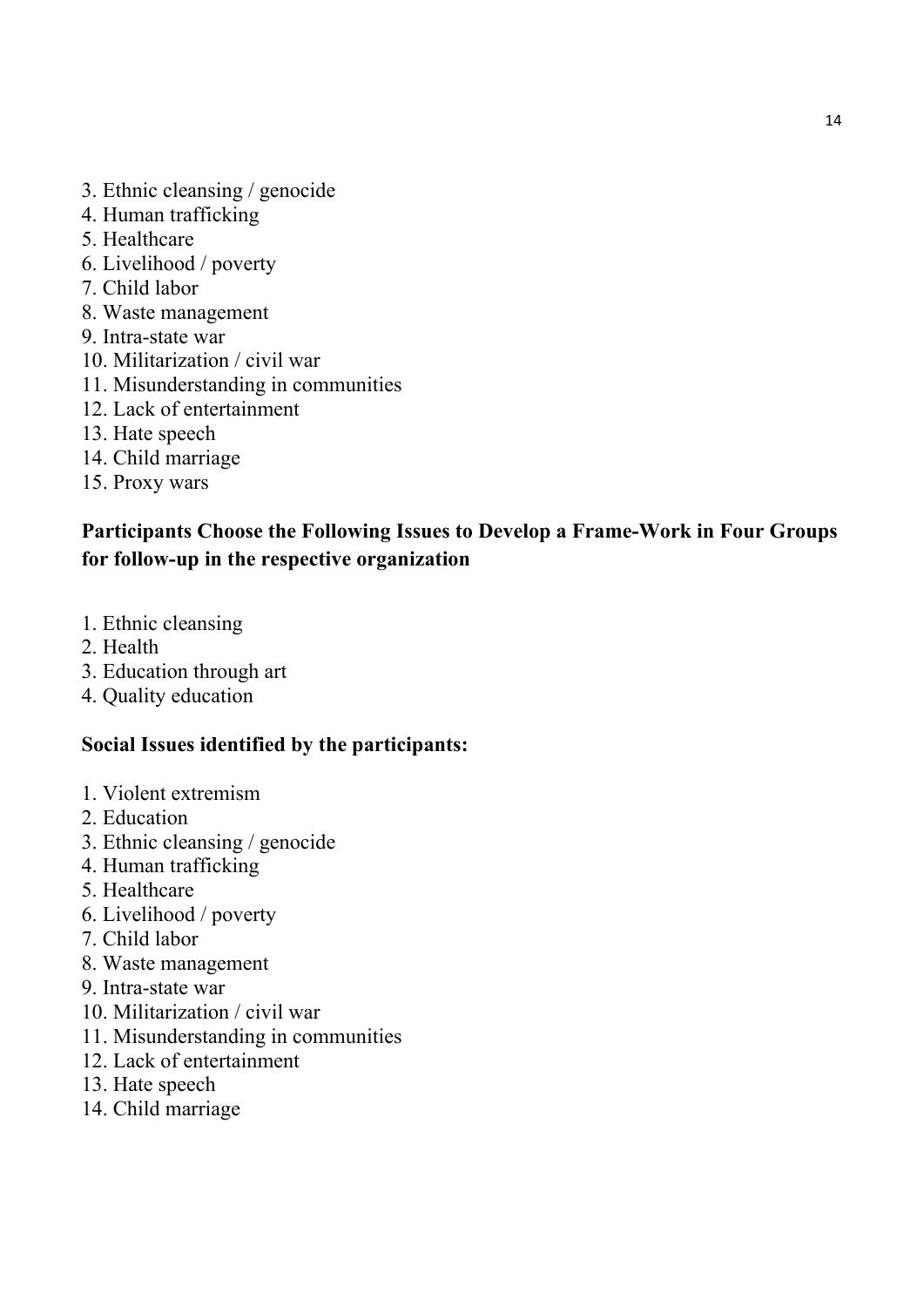3. Ethnic cleansing / genocide
4. Human trafficking
5. Healthcare
6. Livelihood / poverty
7. Child labor
8. Waste management
9. Intra-state war
10. Militarization / civil war
11. Misunderstanding in communities
12. Lack of entertainment
13. Hate speech
14. Child marriage
15. Proxy wars

**Participants Choose the Following Issues to Develop a Frame-Work in Four Groups for follow-up in the respective organization**

1. Ethnic cleansing
2. Health
3. Education through art
4. Quality education

**Social Issues identified by the participants:**

1. Violent extremism
2. Education
3. Ethnic cleansing / genocide
4. Human trafficking
5. Healthcare
6. Livelihood / poverty
7. Child labor
8. Waste management
9. Intra-state war
10. Militarization / civil war
11. Misunderstanding in communities
12. Lack of entertainment
13. Hate speech
14. Child marriage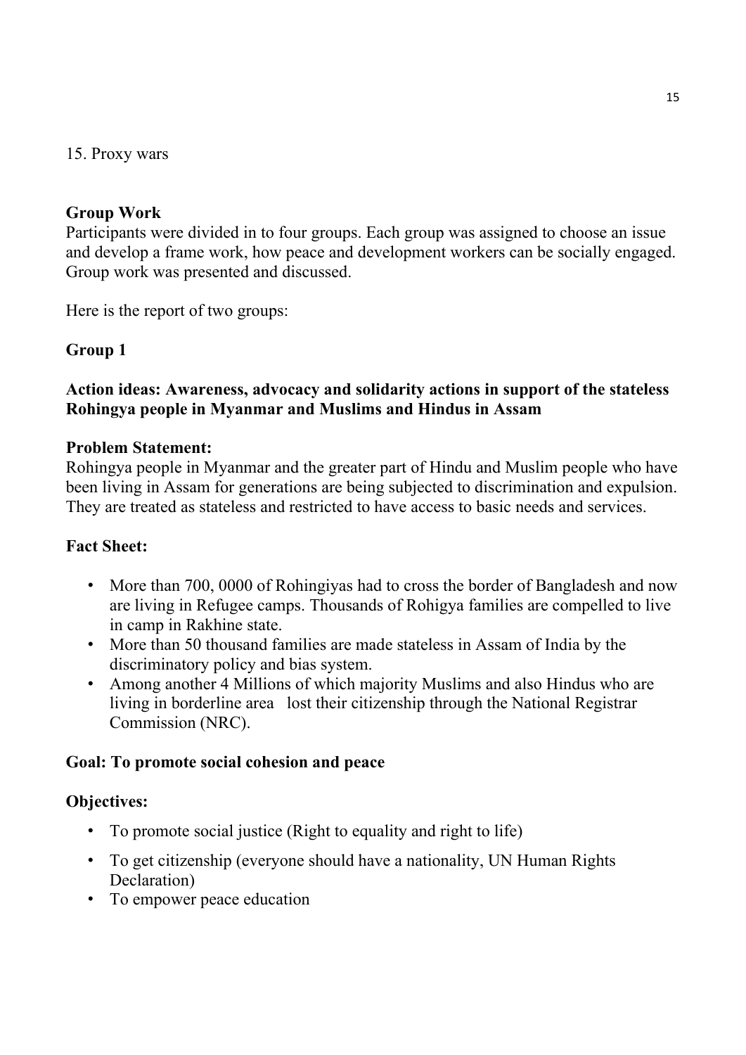15. Proxy wars

**Group Work**

Participants were divided in to four groups. Each group was assigned to choose an issue and develop a frame work, how peace and development workers can be socially engaged. Group work was presented and discussed.

Here is the report of two groups:

**Group 1**

**Action ideas: Awareness, advocacy and solidarity actions in support of the stateless Rohingya people in Myanmar and Muslims and Hindus in Assam**

**Problem Statement:**

Rohingya people in Myanmar and the greater part of Hindu and Muslim people who have been living in Assam for generations are being subjected to discrimination and expulsion. They are treated as stateless and restricted to have access to basic needs and services.

**Fact Sheet:**

- More than 700, 0000 of Rohingiyas had to cross the border of Bangladesh and now are living in Refugee camps. Thousands of Rohigya families are compelled to live in camp in Rakhine state.
- More than 50 thousand families are made stateless in Assam of India by the discriminatory policy and bias system.
- Among another 4 Millions of which majority Muslims and also Hindus who are living in borderline area lost their citizenship through the National Registrar Commission (NRC).

**Goal: To promote social cohesion and peace**

**Objectives:**

- To promote social justice (Right to equality and right to life)
- To get citizenship (everyone should have a nationality, UN Human Rights Declaration)
- To empower peace education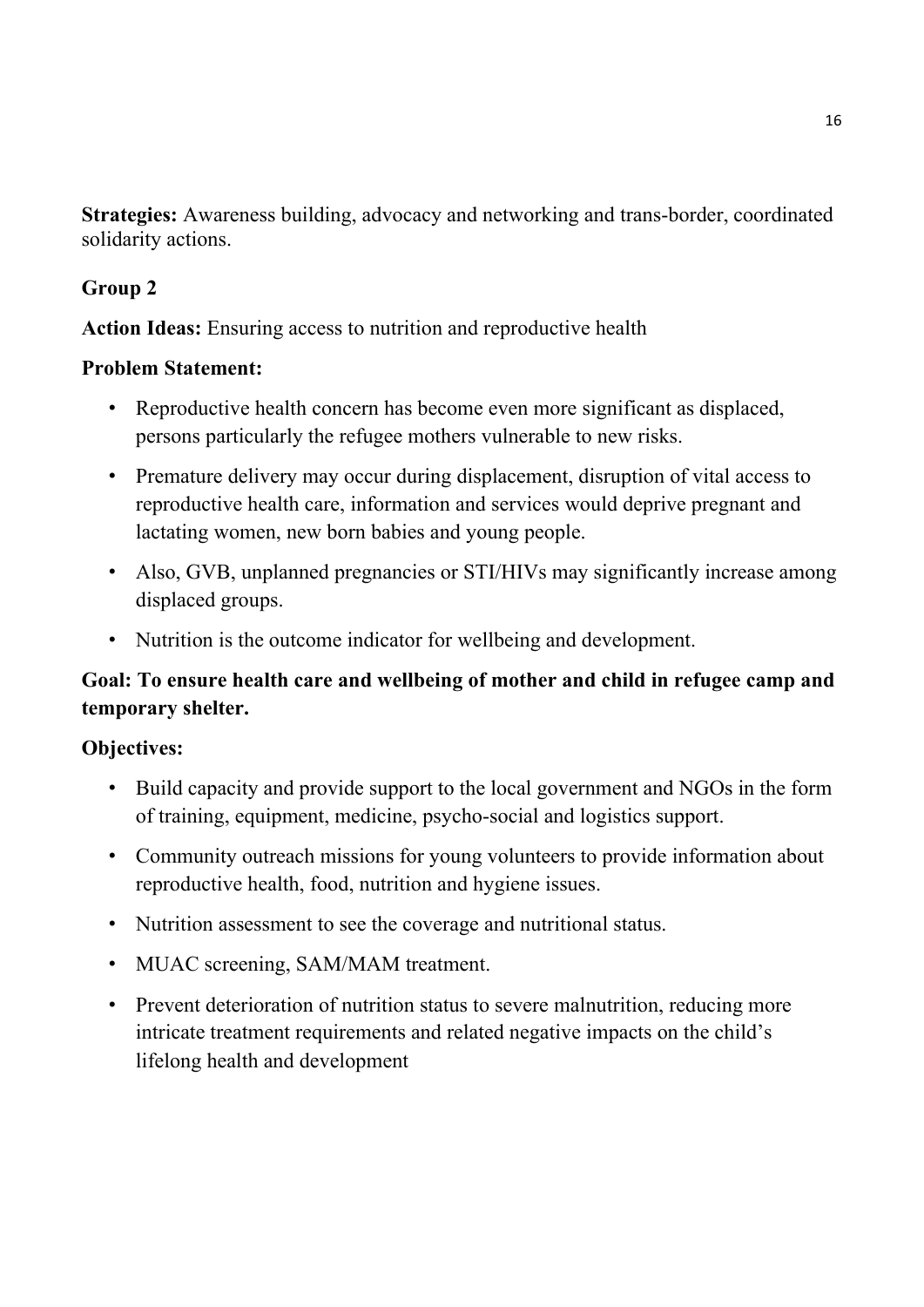**Strategies:** Awareness building, advocacy and networking and trans-border, coordinated solidarity actions.

**Group 2**

**Action Ideas:** Ensuring access to nutrition and reproductive health

**Problem Statement:**

- Reproductive health concern has become even more significant as displaced, persons particularly the refugee mothers vulnerable to new risks.
- Premature delivery may occur during displacement, disruption of vital access to reproductive health care, information and services would deprive pregnant and lactating women, new born babies and young people.
- Also, GVB, unplanned pregnancies or STI/HIVs may significantly increase among displaced groups.
- Nutrition is the outcome indicator for wellbeing and development.

**Goal: To ensure health care and wellbeing of mother and child in refugee camp and temporary shelter.**

**Objectives:**

- Build capacity and provide support to the local government and NGOs in the form of training, equipment, medicine, psycho-social and logistics support.
- Community outreach missions for young volunteers to provide information about reproductive health, food, nutrition and hygiene issues.
- Nutrition assessment to see the coverage and nutritional status.
- MUAC screening, SAM/MAM treatment.
- Prevent deterioration of nutrition status to severe malnutrition, reducing more intricate treatment requirements and related negative impacts on the child's lifelong health and development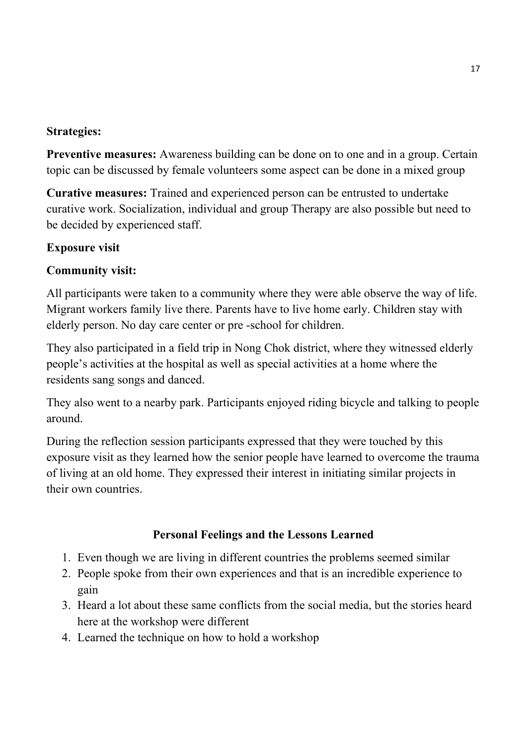**Strategies:**

**Preventive measures:** Awareness building can be done on to one and in a group. Certain topic can be discussed by female volunteers some aspect can be done in a mixed group

**Curative measures:** Trained and experienced person can be entrusted to undertake curative work. Socialization, individual and group Therapy are also possible but need to be decided by experienced staff.

**Exposure visit**

**Community visit:**

All participants were taken to a community where they were able observe the way of life. Migrant workers family live there. Parents have to live home early. Children stay with elderly person. No day care center or pre -school for children.

They also participated in a field trip in Nong Chok district, where they witnessed elderly people's activities at the hospital as well as special activities at a home where the residents sang songs and danced.

They also went to a nearby park. Participants enjoyed riding bicycle and talking to people around.

During the reflection session participants expressed that they were touched by this exposure visit as they learned how the senior people have learned to overcome the trauma of living at an old home. They expressed their interest in initiating similar projects in their own countries.

**Personal Feelings and the Lessons Learned**

1. Even though we are living in different countries the problems seemed similar
2. People spoke from their own experiences and that is an incredible experience to gain
3. Heard a lot about these same conflicts from the social media, but the stories heard here at the workshop were different
4. Learned the technique on how to hold a workshop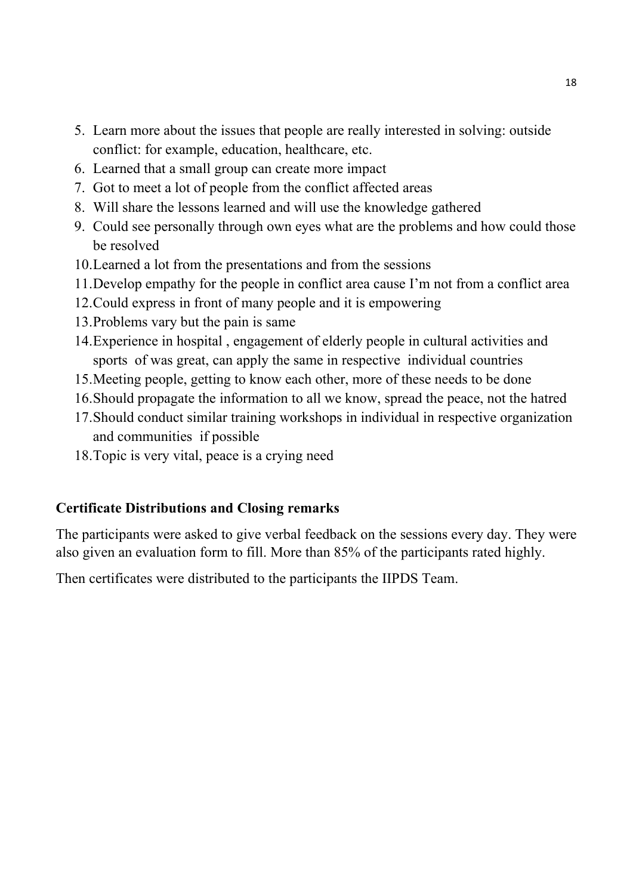5. Learn more about the issues that people are really interested in solving: outside conflict: for example, education, healthcare, etc.
6. Learned that a small group can create more impact
7. Got to meet a lot of people from the conflict affected areas
8. Will share the lessons learned and will use the knowledge gathered
9. Could see personally through own eyes what are the problems and how could those be resolved
10. Learned a lot from the presentations and from the sessions
11. Develop empathy for the people in conflict area cause I'm not from a conflict area
12. Could express in front of many people and it is empowering
13. Problems vary but the pain is same
14. Experience in hospital , engagement of elderly people in cultural activities and sports of was great, can apply the same in respective individual countries
15. Meeting people, getting to know each other, more of these needs to be done
16. Should propagate the information to all we know, spread the peace, not the hatred
17. Should conduct similar training workshops in individual in respective organization and communities if possible
18. Topic is very vital, peace is a crying need

**Certificate Distributions and Closing remarks**

The participants were asked to give verbal feedback on the sessions every day. They were also given an evaluation form to fill. More than 85% of the participants rated highly.

Then certificates were distributed to the participants the IIPDS Team.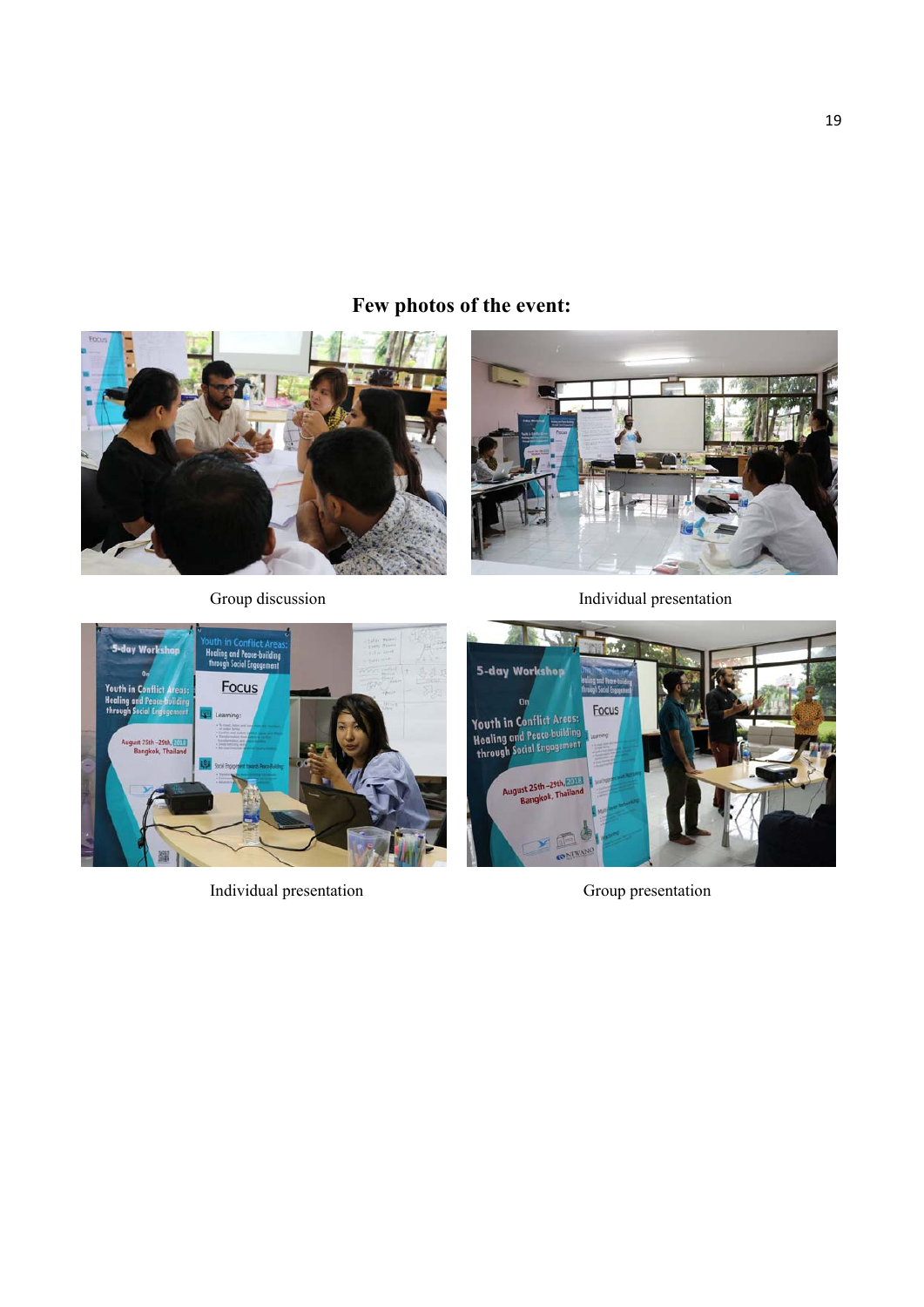## Few photos of the event:

Group discussion

Individual presentation

Individual presentation

Group presentation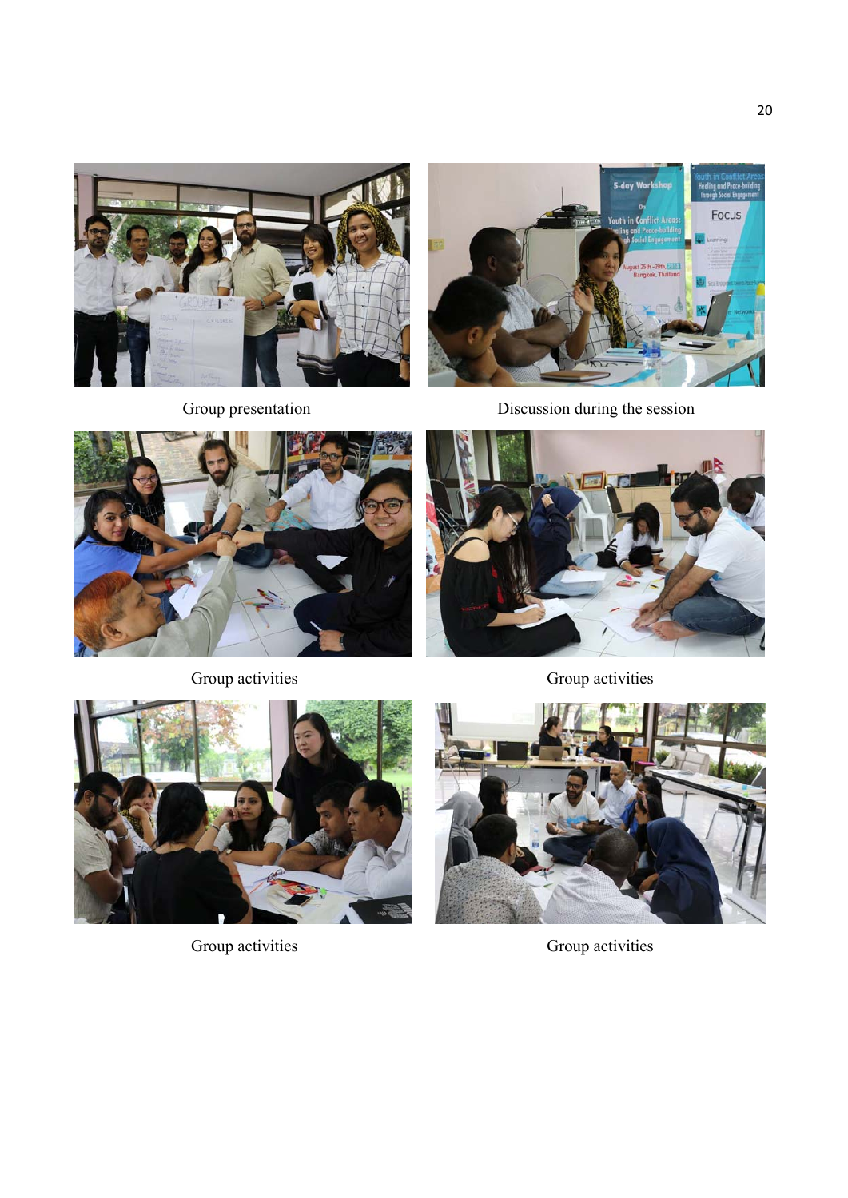Group presentation

Discussion during the session

Group activities

Group activities

Group activities

Group activities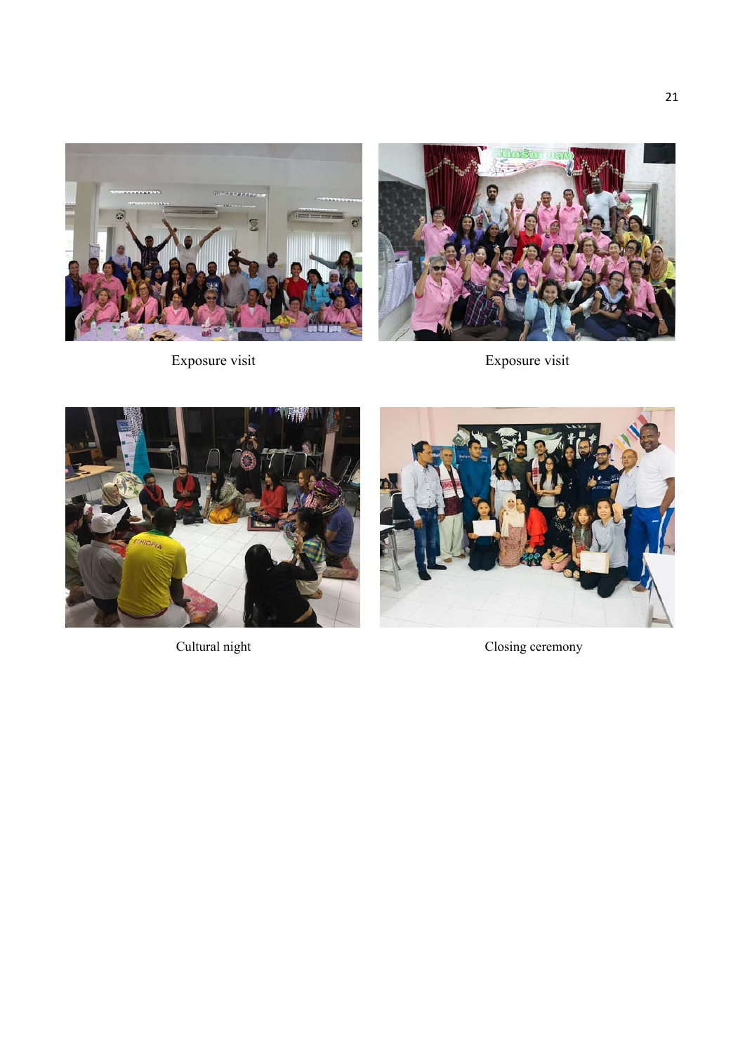Exposure visit

Exposure visit

Cultural night

Closing ceremony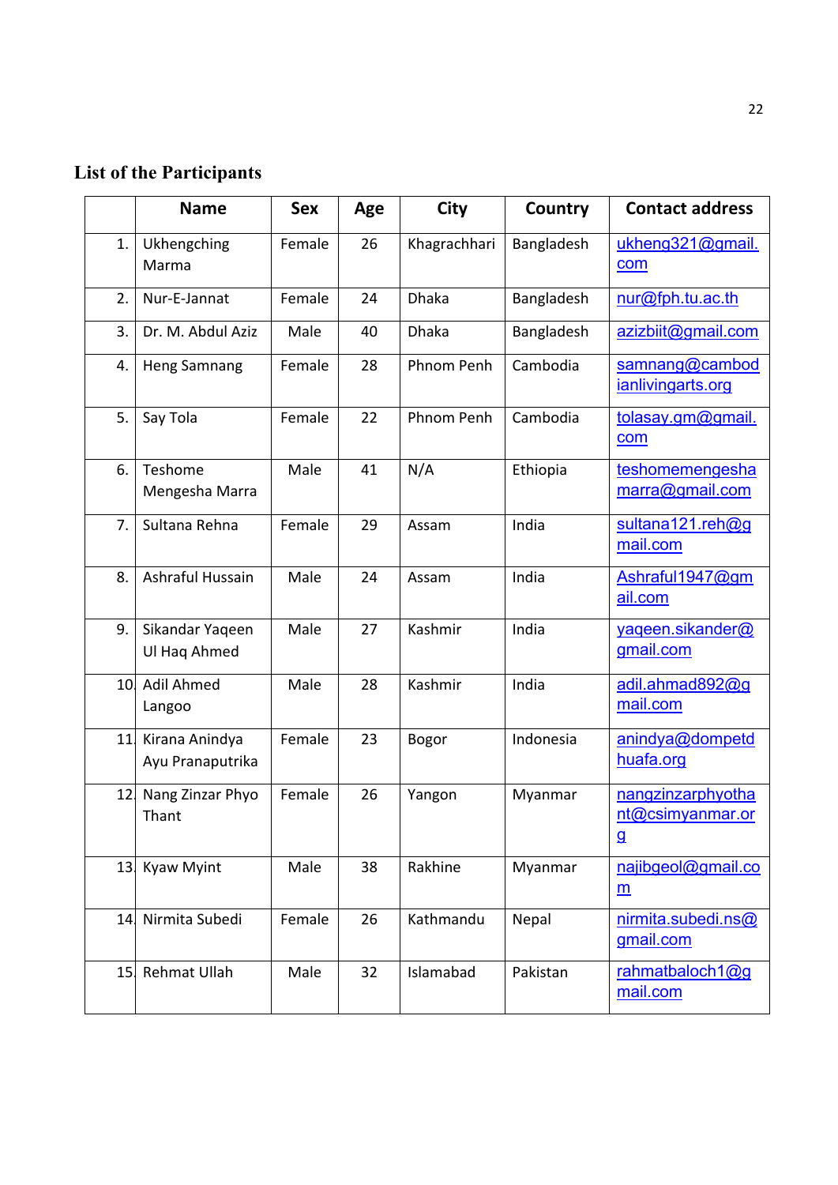## List of the Participants

| | Name | Sex | Age | City | Country | Contact address |
|---|---|---|---|---|---|---|
| 1. | Ukhengching Marma | Female | 26 | Khagrachhari | Bangladesh | ukheng321@gmail.com |
| 2. | Nur-E-Jannat | Female | 24 | Dhaka | Bangladesh | nur@fph.tu.ac.th |
| 3. | Dr. M. Abdul Aziz | Male | 40 | Dhaka | Bangladesh | azizbiit@gmail.com |
| 4. | Heng Samnang | Female | 28 | Phnom Penh | Cambodia | samnang@cambodianlivingarts.org |
| 5. | Say Tola | Female | 22 | Phnom Penh | Cambodia | tolasay.gm@gmail.com |
| 6. | Teshome Mengesha Marra | Male | 41 | N/A | Ethiopia | teshomemengeshamarra@gmail.com |
| 7. | Sultana Rehna | Female | 29 | Assam | India | sultana121.reh@gmail.com |
| 8. | Ashraful Hussain | Male | 24 | Assam | India | Ashraful1947@gmail.com |
| 9. | Sikandar Yaqeen Ul Haq Ahmed | Male | 27 | Kashmir | India | yaqeen.sikander@gmail.com |
| 10. | Adil Ahmed Langoo | Male | 28 | Kashmir | India | adil.ahmad892@gmail.com |
| 11. | Kirana Anindya Ayu Pranaputrika | Female | 23 | Bogor | Indonesia | anindya@dompetdhuafa.org |
| 12. | Nang Zinzar Phyo Thant | Female | 26 | Yangon | Myanmar | nangzinzarphyothant@csimyanmar.org |
| 13. | Kyaw Myint | Male | 38 | Rakhine | Myanmar | najibgeol@gmail.com |
| 14. | Nirmita Subedi | Female | 26 | Kathmandu | Nepal | nirmita.subedi.ns@gmail.com |
| 15. | Rehmat Ullah | Male | 32 | Islamabad | Pakistan | rahmatbaloch1@gmail.com |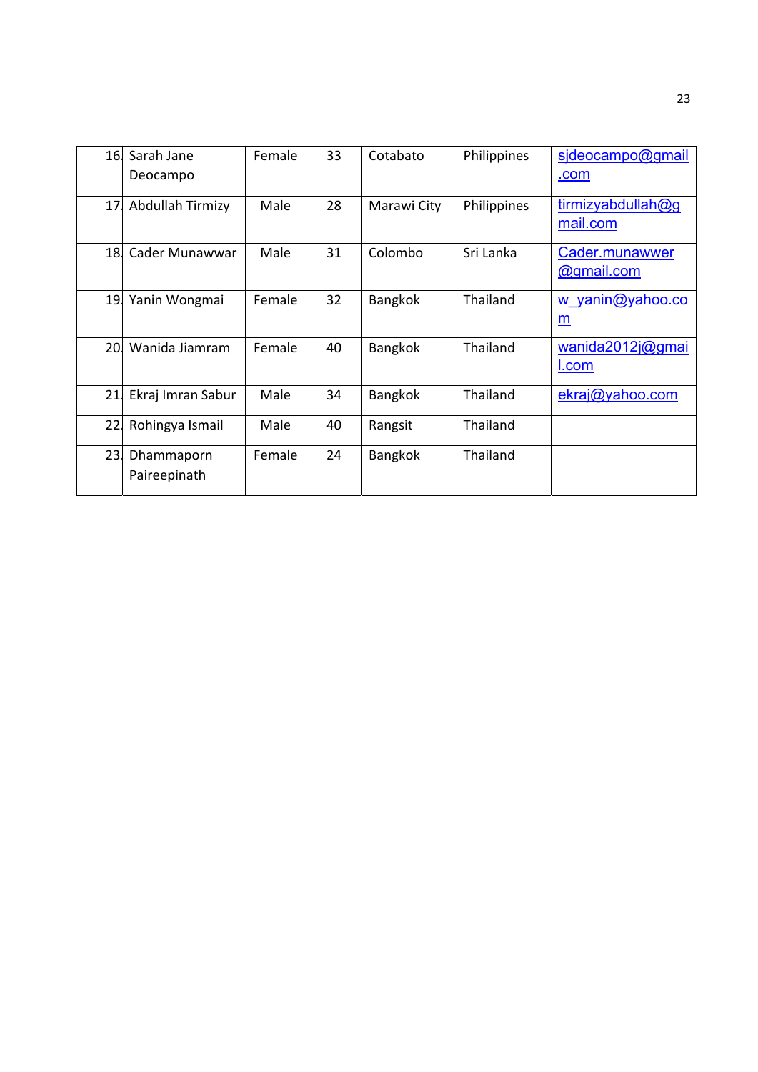| | | | | | | |
|---|---|---|---|---|---|---|
| 16. | Sarah Jane Deocampo | Female | 33 | Cotabato | Philippines | sjdeocampo@gmail.com |
| 17. | Abdullah Tirmizy | Male | 28 | Marawi City | Philippines | tirmizyabdullah@gmail.com |
| 18. | Cader Munawwar | Male | 31 | Colombo | Sri Lanka | Cader.munawwer@gmail.com |
| 19. | Yanin Wongmai | Female | 32 | Bangkok | Thailand | w_yanin@yahoo.com |
| 20. | Wanida Jiamram | Female | 40 | Bangkok | Thailand | wanida2012j@gmail.com |
| 21. | Ekraj Imran Sabur | Male | 34 | Bangkok | Thailand | ekraj@yahoo.com |
| 22. | Rohingya Ismail | Male | 40 | Rangsit | Thailand | |
| 23. | Dhammaporn Paireepinath | Female | 24 | Bangkok | Thailand | |